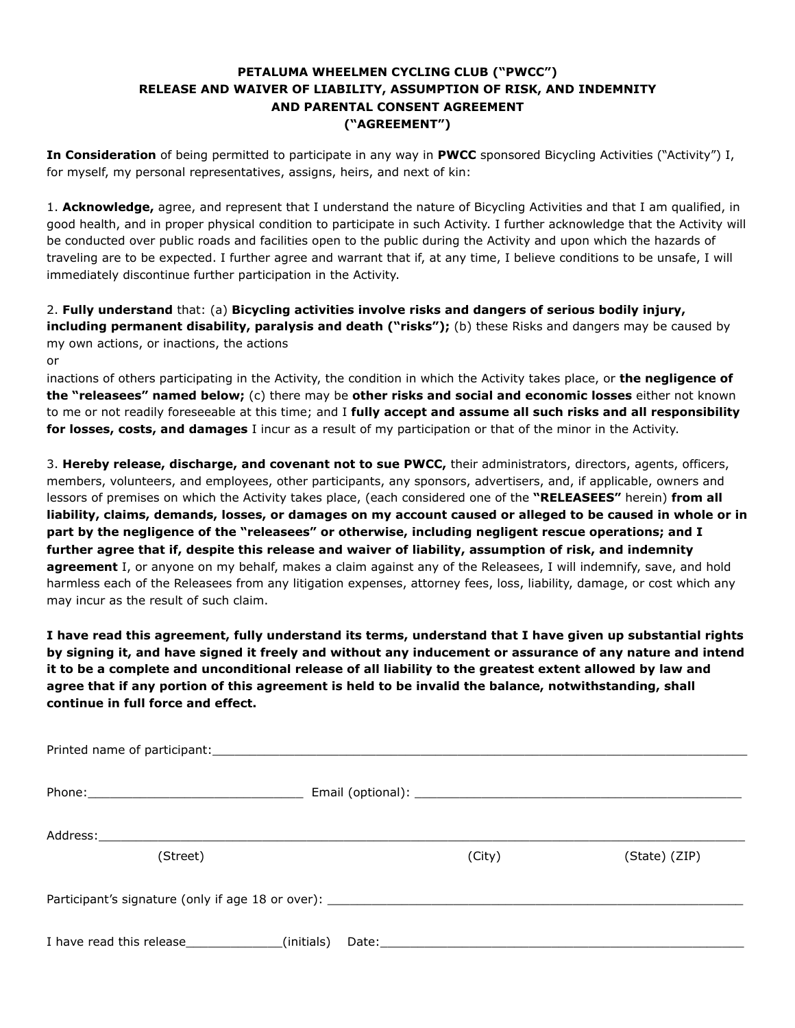**PETALUMA WHEELMEN CYCLING CLUB ("PWCC")**
**RELEASE AND WAIVER OF LIABILITY, ASSUMPTION OF RISK, AND INDEMNITY**
**AND PARENTAL CONSENT AGREEMENT**
**("AGREEMENT")**

**In Consideration** of being permitted to participate in any way in **PWCC** sponsored Bicycling Activities ("Activity") I, for myself, my personal representatives, assigns, heirs, and next of kin:

1. **Acknowledge,** agree, and represent that I understand the nature of Bicycling Activities and that I am qualified, in good health, and in proper physical condition to participate in such Activity. I further acknowledge that the Activity will be conducted over public roads and facilities open to the public during the Activity and upon which the hazards of traveling are to be expected. I further agree and warrant that if, at any time, I believe conditions to be unsafe, I will immediately discontinue further participation in the Activity.

2. **Fully understand** that: (a) **Bicycling activities involve risks and dangers of serious bodily injury, including permanent disability, paralysis and death ("risks");** (b) these Risks and dangers may be caused by my own actions, or inactions, the actions
or
inactions of others participating in the Activity, the condition in which the Activity takes place, or **the negligence of the "releasees" named below;** (c) there may be **other risks and social and economic losses** either not known to me or not readily foreseeable at this time; and I **fully accept and assume all such risks and all responsibility for losses, costs, and damages** I incur as a result of my participation or that of the minor in the Activity.

3. **Hereby release, discharge, and covenant not to sue PWCC,** their administrators, directors, agents, officers, members, volunteers, and employees, other participants, any sponsors, advertisers, and, if applicable, owners and lessors of premises on which the Activity takes place, (each considered one of the **"RELEASEES"** herein) **from all liability, claims, demands, losses, or damages on my account caused or alleged to be caused in whole or in part by the negligence of the "releasees" or otherwise, including negligent rescue operations; and I further agree that if, despite this release and waiver of liability, assumption of risk, and indemnity agreement** I, or anyone on my behalf, makes a claim against any of the Releasees, I will indemnify, save, and hold harmless each of the Releasees from any litigation expenses, attorney fees, loss, liability, damage, or cost which any may incur as the result of such claim.

**I have read this agreement, fully understand its terms, understand that I have given up substantial rights by signing it, and have signed it freely and without any inducement or assurance of any nature and intend it to be a complete and unconditional release of all liability to the greatest extent allowed by law and agree that if any portion of this agreement is held to be invalid the balance, notwithstanding, shall continue in full force and effect.**

Printed name of participant:___________________________________________________________

Phone:_____________________________ Email (optional): _____________________________________________

Address:______________________________________________________________________________
(Street) (City) (State) (ZIP)

Participant's signature (only if age 18 or over): _________________________________________________________

I have read this release_____________(initials) Date:__________________________________________________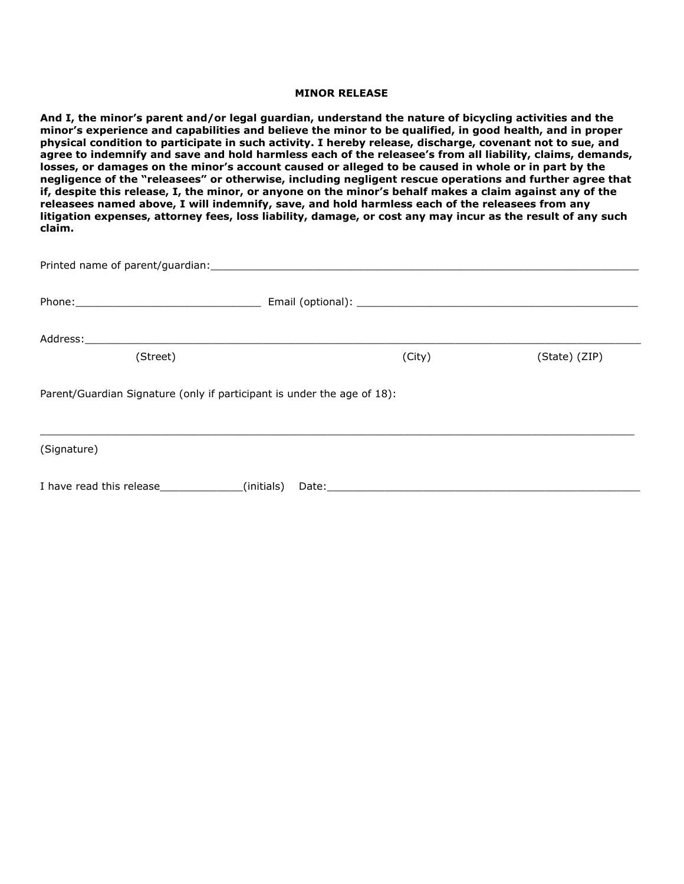## MINOR RELEASE

**And I, the minor's parent and/or legal guardian, understand the nature of bicycling activities and the minor's experience and capabilities and believe the minor to be qualified, in good health, and in proper physical condition to participate in such activity. I hereby release, discharge, covenant not to sue, and agree to indemnify and save and hold harmless each of the releasee's from all liability, claims, demands, losses, or damages on the minor's account caused or alleged to be caused in whole or in part by the negligence of the "releasees" or otherwise, including negligent rescue operations and further agree that if, despite this release, I, the minor, or anyone on the minor's behalf makes a claim against any of the releasees named above, I will indemnify, save, and hold harmless each of the releasees from any litigation expenses, attorney fees, loss liability, damage, or cost any may incur as the result of any such claim.**

Printed name of parent/guardian:_______________________________________________

Phone:____________________________ Email (optional): ____________________________

Address:______________________________________________________________________
(Street) (City) (State) (ZIP)

Parent/Guardian Signature (only if participant is under the age of 18):

______________________________________________________________________________
(Signature)

I have read this release____________(initials) Date:_______________________________